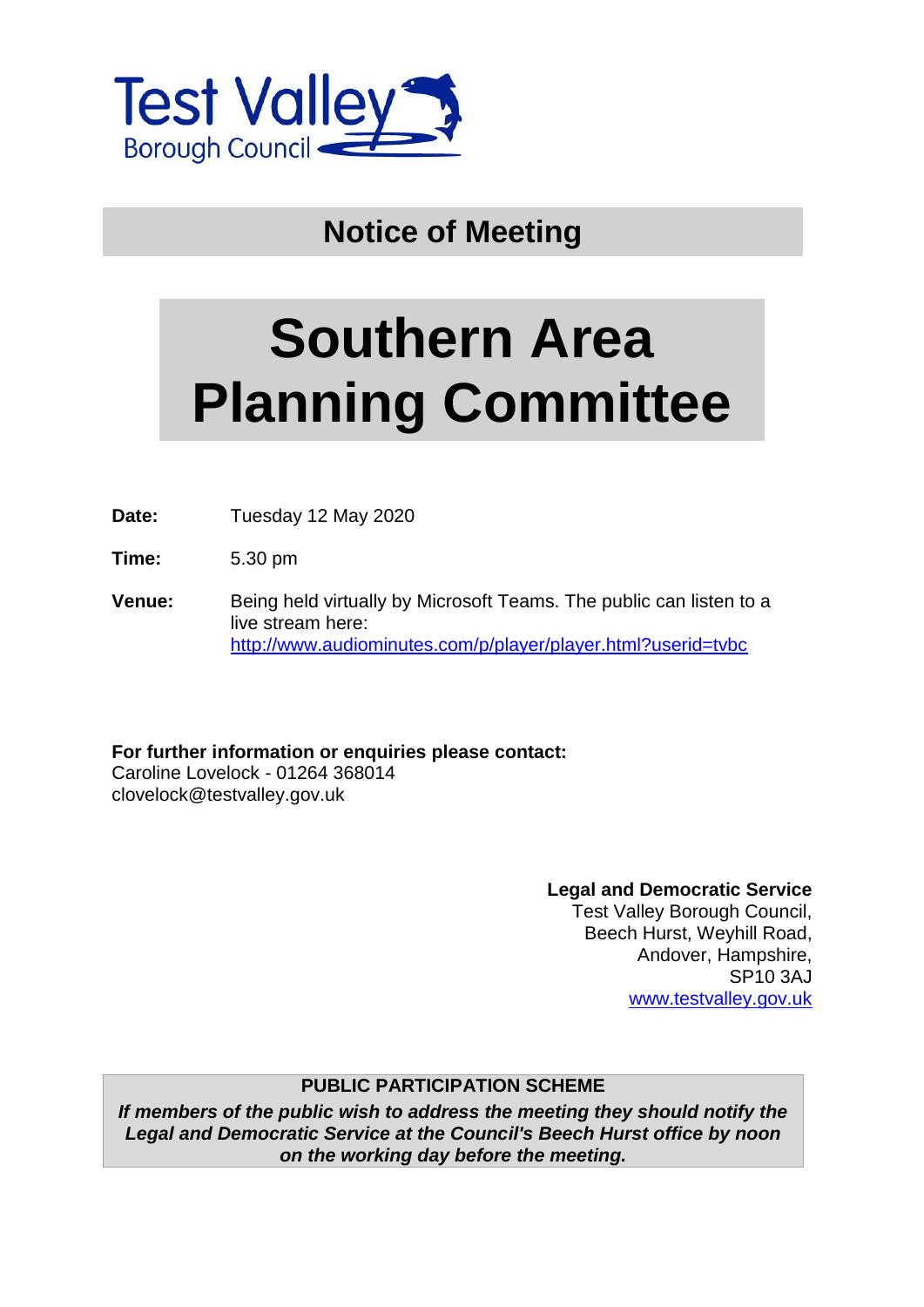Test Valley
Borough Council

## Notice of Meeting

# Southern Area Planning Committee

**Date:** Tuesday 12 May 2020

**Time:** 5.30 pm

**Venue:** Being held virtually by Microsoft Teams. The public can listen to a live stream here: http://www.audiominutes.com/p/player/player.html?userid=tvbc

**For further information or enquiries please contact:**
Caroline Lovelock - 01264 368014
clovelock@testvalley.gov.uk

**Legal and Democratic Service**
Test Valley Borough Council,
Beech Hurst, Weyhill Road,
Andover, Hampshire,
SP10 3AJ
www.testvalley.gov.uk

**PUBLIC PARTICIPATION SCHEME**

***If members of the public wish to address the meeting they should notify the Legal and Democratic Service at the Council's Beech Hurst office by noon on the working day before the meeting.***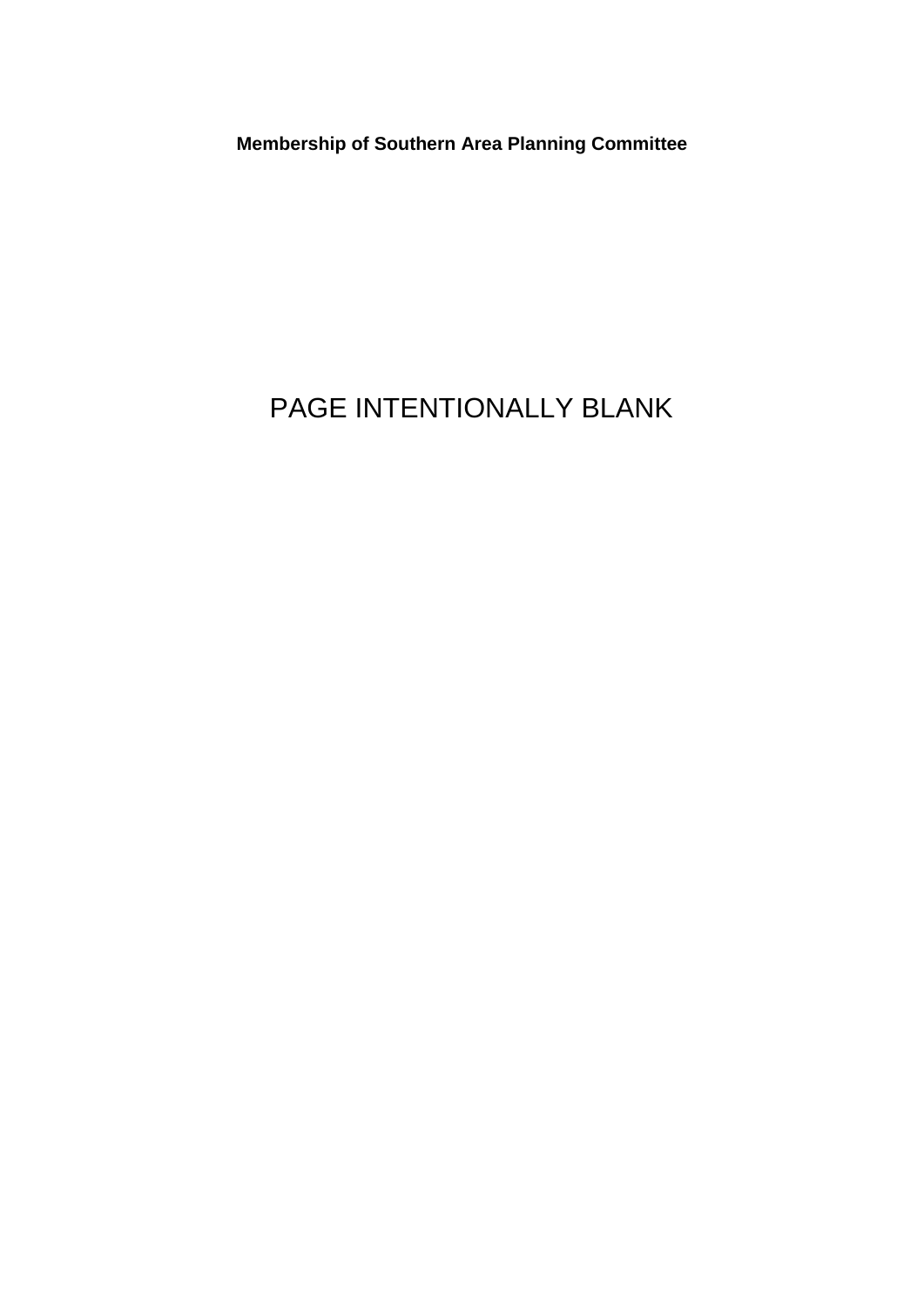**Membership of Southern Area Planning Committee**

PAGE INTENTIONALLY BLANK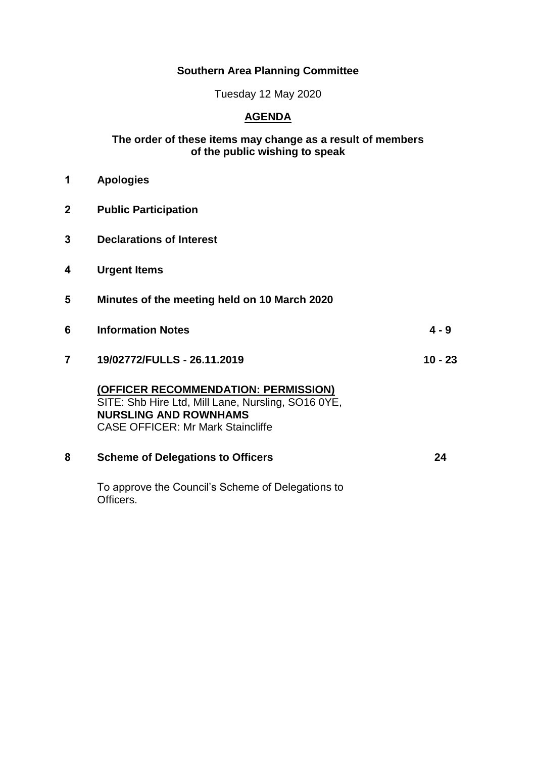**Southern Area Planning Committee**

Tuesday 12 May 2020

**AGENDA**

**The order of these items may change as a result of members of the public wishing to speak**

| | | |
|---|---|---|
| **1** | **Apologies** | |
| **2** | **Public Participation** | |
| **3** | **Declarations of Interest** | |
| **4** | **Urgent Items** | |
| **5** | **Minutes of the meeting held on 10 March 2020** | |
| **6** | **Information Notes** | **4 - 9** |
| **7** | **19/02772/FULLS - 26.11.2019** | **10 - 23** |
| | **(OFFICER RECOMMENDATION: PERMISSION)**<br>SITE: Shb Hire Ltd, Mill Lane, Nursling, SO16 0YE, **NURSLING AND ROWNHAMS**<br>CASE OFFICER: Mr Mark Staincliffe | |
| **8** | **Scheme of Delegations to Officers** | **24** |
| | To approve the Council's Scheme of Delegations to Officers. | |